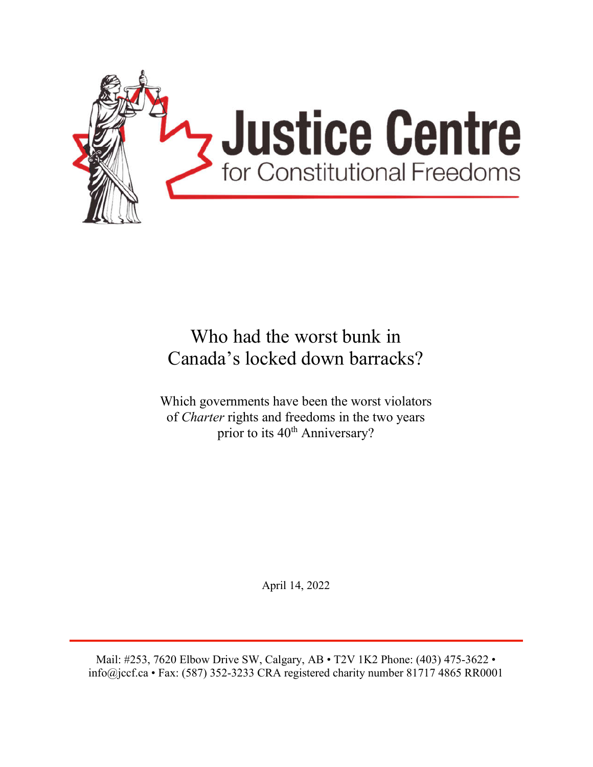# Justice Centre for Constitutional Freedoms

## Who had the worst bunk in Canada's locked down barracks?

Which governments have been the worst violators of *Charter* rights and freedoms in the two years prior to its 40th Anniversary?

April 14, 2022

Mail: #253, 7620 Elbow Drive SW, Calgary, AB • T2V 1K2 Phone: (403) 475-3622 • info@jccf.ca • Fax: (587) 352-3233 CRA registered charity number 81717 4865 RR0001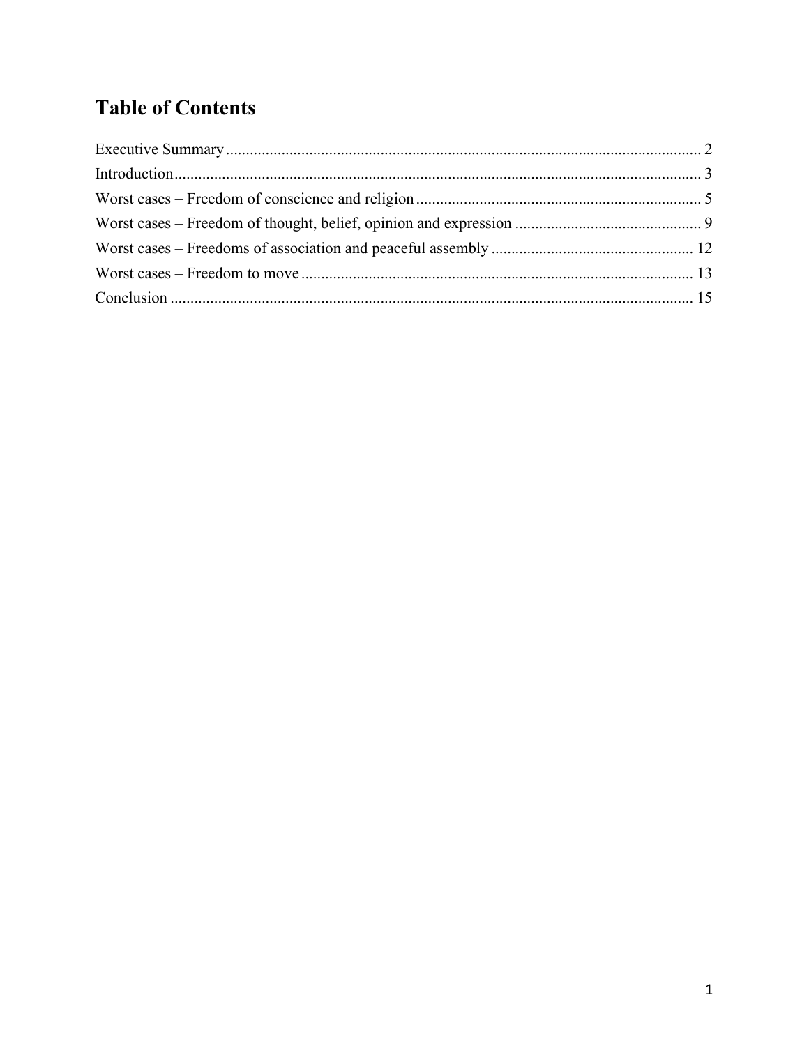# Table of Contents

Executive Summary ........................................................................................................................ 2
Introduction.................................................................................................................................... 3
Worst cases – Freedom of conscience and religion ........................................................................ 5
Worst cases – Freedom of thought, belief, opinion and expression ............................................... 9
Worst cases – Freedoms of association and peaceful assembly ................................................... 12
Worst cases – Freedom to move ................................................................................................... 13
Conclusion .................................................................................................................................... 15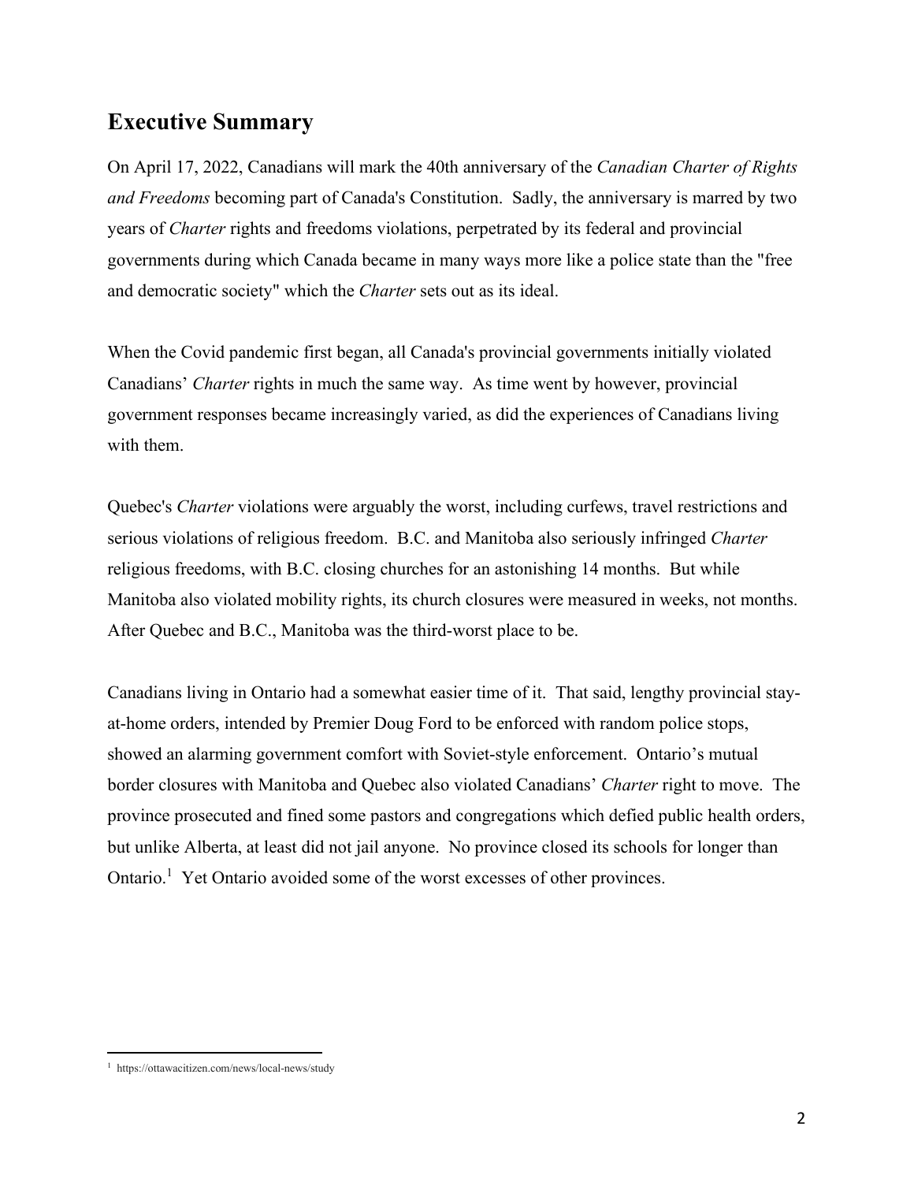## Executive Summary

On April 17, 2022, Canadians will mark the 40th anniversary of the *Canadian Charter of Rights and Freedoms* becoming part of Canada's Constitution. Sadly, the anniversary is marred by two years of *Charter* rights and freedoms violations, perpetrated by its federal and provincial governments during which Canada became in many ways more like a police state than the "free and democratic society" which the *Charter* sets out as its ideal.

When the Covid pandemic first began, all Canada's provincial governments initially violated Canadians' *Charter* rights in much the same way. As time went by however, provincial government responses became increasingly varied, as did the experiences of Canadians living with them.

Quebec's *Charter* violations were arguably the worst, including curfews, travel restrictions and serious violations of religious freedom. B.C. and Manitoba also seriously infringed *Charter* religious freedoms, with B.C. closing churches for an astonishing 14 months. But while Manitoba also violated mobility rights, its church closures were measured in weeks, not months. After Quebec and B.C., Manitoba was the third-worst place to be.

Canadians living in Ontario had a somewhat easier time of it. That said, lengthy provincial stay-at-home orders, intended by Premier Doug Ford to be enforced with random police stops, showed an alarming government comfort with Soviet-style enforcement. Ontario's mutual border closures with Manitoba and Quebec also violated Canadians' *Charter* right to move. The province prosecuted and fined some pastors and congregations which defied public health orders, but unlike Alberta, at least did not jail anyone. No province closed its schools for longer than Ontario.[1] Yet Ontario avoided some of the worst excesses of other provinces.

---

[1] https://ottawacitizen.com/news/local-news/study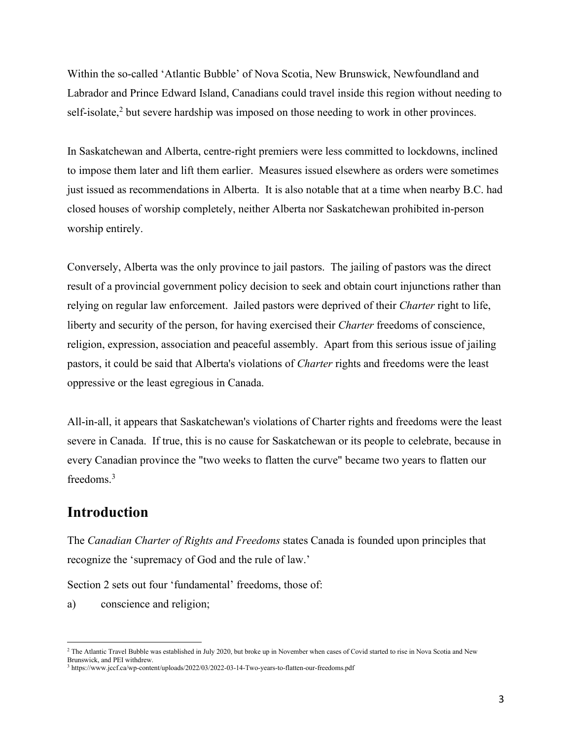Within the so-called 'Atlantic Bubble' of Nova Scotia, New Brunswick, Newfoundland and Labrador and Prince Edward Island, Canadians could travel inside this region without needing to self-isolate,[2] but severe hardship was imposed on those needing to work in other provinces.

In Saskatchewan and Alberta, centre-right premiers were less committed to lockdowns, inclined to impose them later and lift them earlier. Measures issued elsewhere as orders were sometimes just issued as recommendations in Alberta. It is also notable that at a time when nearby B.C. had closed houses of worship completely, neither Alberta nor Saskatchewan prohibited in-person worship entirely.

Conversely, Alberta was the only province to jail pastors. The jailing of pastors was the direct result of a provincial government policy decision to seek and obtain court injunctions rather than relying on regular law enforcement. Jailed pastors were deprived of their *Charter* right to life, liberty and security of the person, for having exercised their *Charter* freedoms of conscience, religion, expression, association and peaceful assembly. Apart from this serious issue of jailing pastors, it could be said that Alberta's violations of *Charter* rights and freedoms were the least oppressive or the least egregious in Canada.

All-in-all, it appears that Saskatchewan's violations of Charter rights and freedoms were the least severe in Canada. If true, this is no cause for Saskatchewan or its people to celebrate, because in every Canadian province the "two weeks to flatten the curve" became two years to flatten our freedoms.[3]

## Introduction

The *Canadian Charter of Rights and Freedoms* states Canada is founded upon principles that recognize the 'supremacy of God and the rule of law.'

Section 2 sets out four 'fundamental' freedoms, those of:

a) conscience and religion;

---

[2] The Atlantic Travel Bubble was established in July 2020, but broke up in November when cases of Covid started to rise in Nova Scotia and New Brunswick, and PEI withdrew.

[3] https://www.jccf.ca/wp-content/uploads/2022/03/2022-03-14-Two-years-to-flatten-our-freedoms.pdf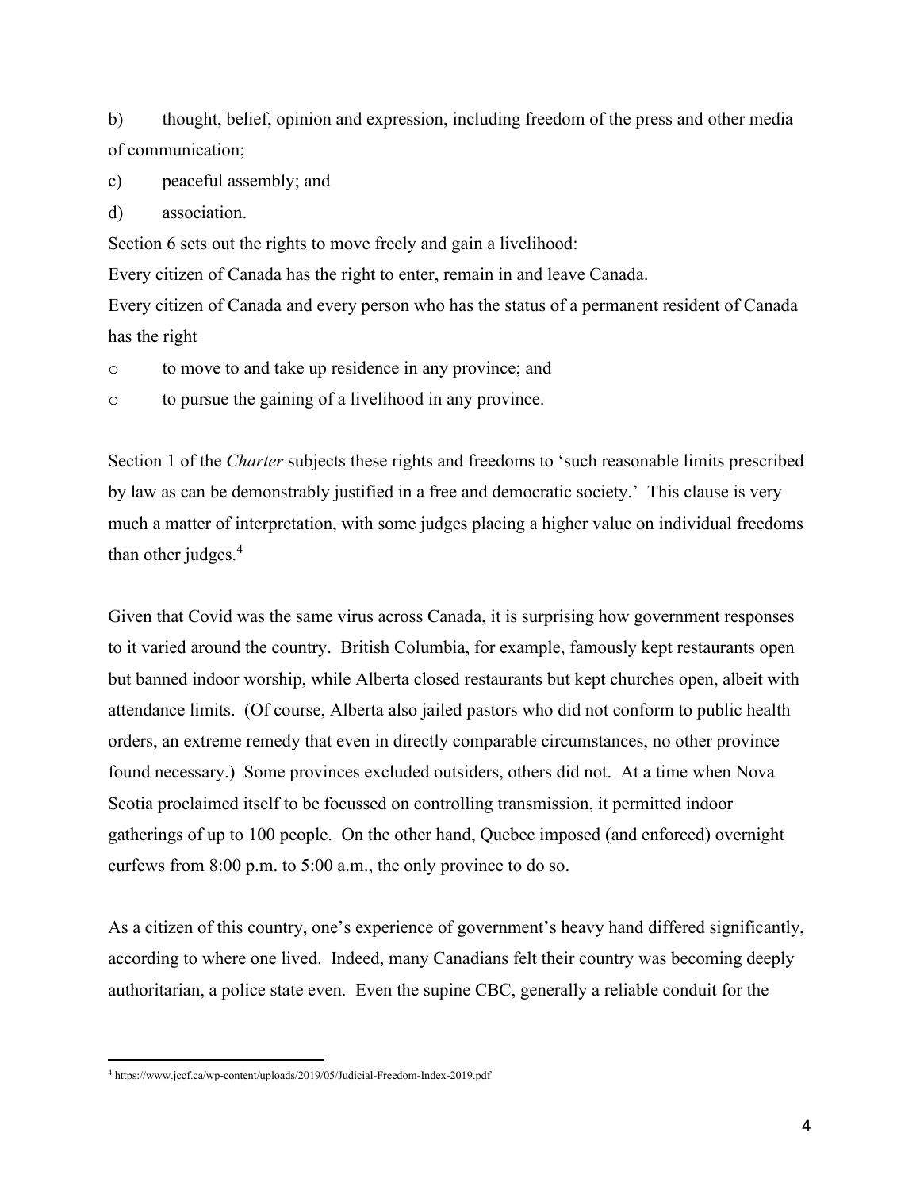b) thought, belief, opinion and expression, including freedom of the press and other media of communication;

c) peaceful assembly; and

d) association.

Section 6 sets out the rights to move freely and gain a livelihood:

Every citizen of Canada has the right to enter, remain in and leave Canada.

Every citizen of Canada and every person who has the status of a permanent resident of Canada has the right

- to move to and take up residence in any province; and
- to pursue the gaining of a livelihood in any province.

Section 1 of the *Charter* subjects these rights and freedoms to 'such reasonable limits prescribed by law as can be demonstrably justified in a free and democratic society.' This clause is very much a matter of interpretation, with some judges placing a higher value on individual freedoms than other judges.[4]

Given that Covid was the same virus across Canada, it is surprising how government responses to it varied around the country. British Columbia, for example, famously kept restaurants open but banned indoor worship, while Alberta closed restaurants but kept churches open, albeit with attendance limits. (Of course, Alberta also jailed pastors who did not conform to public health orders, an extreme remedy that even in directly comparable circumstances, no other province found necessary.) Some provinces excluded outsiders, others did not. At a time when Nova Scotia proclaimed itself to be focussed on controlling transmission, it permitted indoor gatherings of up to 100 people. On the other hand, Quebec imposed (and enforced) overnight curfews from 8:00 p.m. to 5:00 a.m., the only province to do so.

As a citizen of this country, one's experience of government's heavy hand differed significantly, according to where one lived. Indeed, many Canadians felt their country was becoming deeply authoritarian, a police state even. Even the supine CBC, generally a reliable conduit for the

[4] https://www.jccf.ca/wp-content/uploads/2019/05/Judicial-Freedom-Index-2019.pdf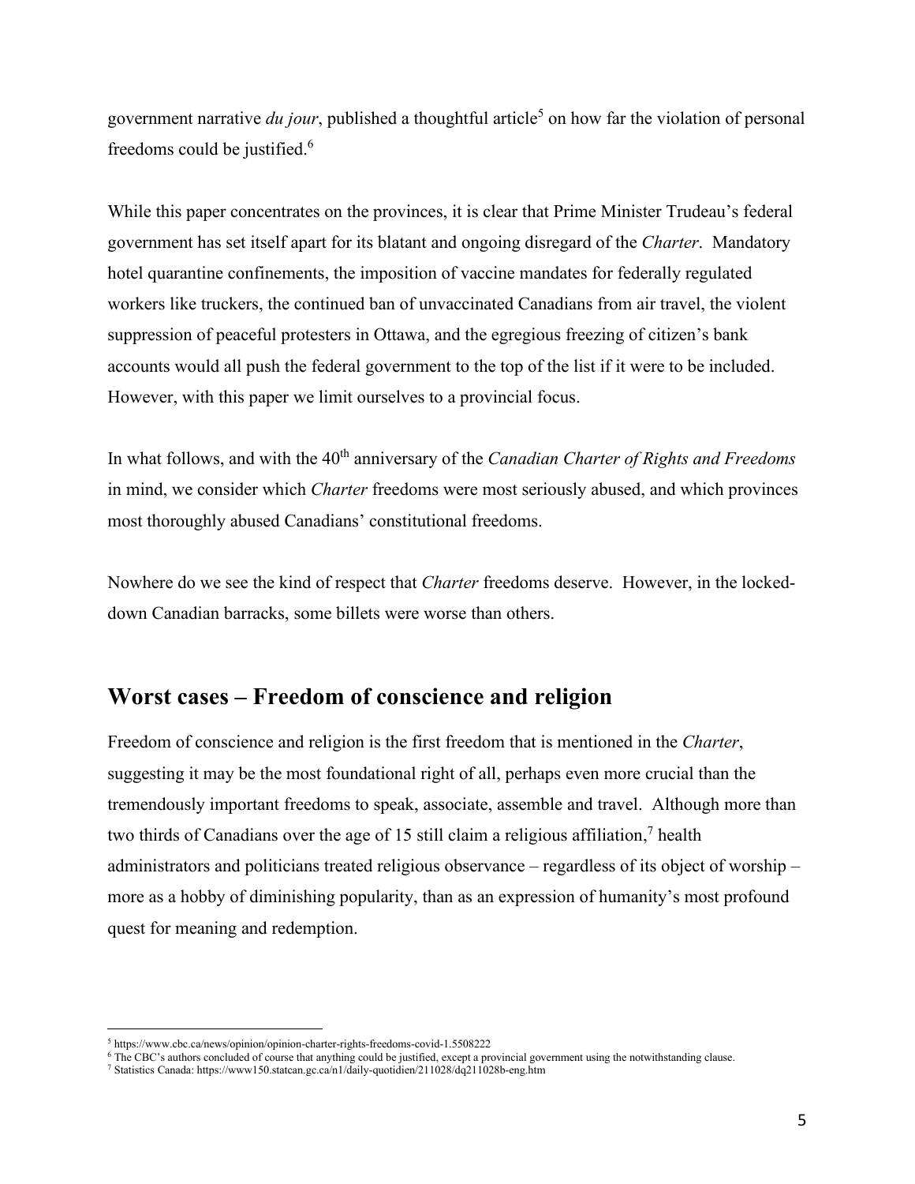government narrative *du jour*, published a thoughtful article[5] on how far the violation of personal freedoms could be justified.[6]

While this paper concentrates on the provinces, it is clear that Prime Minister Trudeau's federal government has set itself apart for its blatant and ongoing disregard of the *Charter*. Mandatory hotel quarantine confinements, the imposition of vaccine mandates for federally regulated workers like truckers, the continued ban of unvaccinated Canadians from air travel, the violent suppression of peaceful protesters in Ottawa, and the egregious freezing of citizen's bank accounts would all push the federal government to the top of the list if it were to be included. However, with this paper we limit ourselves to a provincial focus.

In what follows, and with the 40th anniversary of the *Canadian Charter of Rights and Freedoms* in mind, we consider which *Charter* freedoms were most seriously abused, and which provinces most thoroughly abused Canadians' constitutional freedoms.

Nowhere do we see the kind of respect that *Charter* freedoms deserve. However, in the locked-down Canadian barracks, some billets were worse than others.

## Worst cases – Freedom of conscience and religion

Freedom of conscience and religion is the first freedom that is mentioned in the *Charter*, suggesting it may be the most foundational right of all, perhaps even more crucial than the tremendously important freedoms to speak, associate, assemble and travel. Although more than two thirds of Canadians over the age of 15 still claim a religious affiliation,[7] health administrators and politicians treated religious observance – regardless of its object of worship – more as a hobby of diminishing popularity, than as an expression of humanity's most profound quest for meaning and redemption.

---

[5] https://www.cbc.ca/news/opinion/opinion-charter-rights-freedoms-covid-1.5508222

[6] The CBC's authors concluded of course that anything could be justified, except a provincial government using the notwithstanding clause.

[7] Statistics Canada: https://www150.statcan.gc.ca/n1/daily-quotidien/211028/dq211028b-eng.htm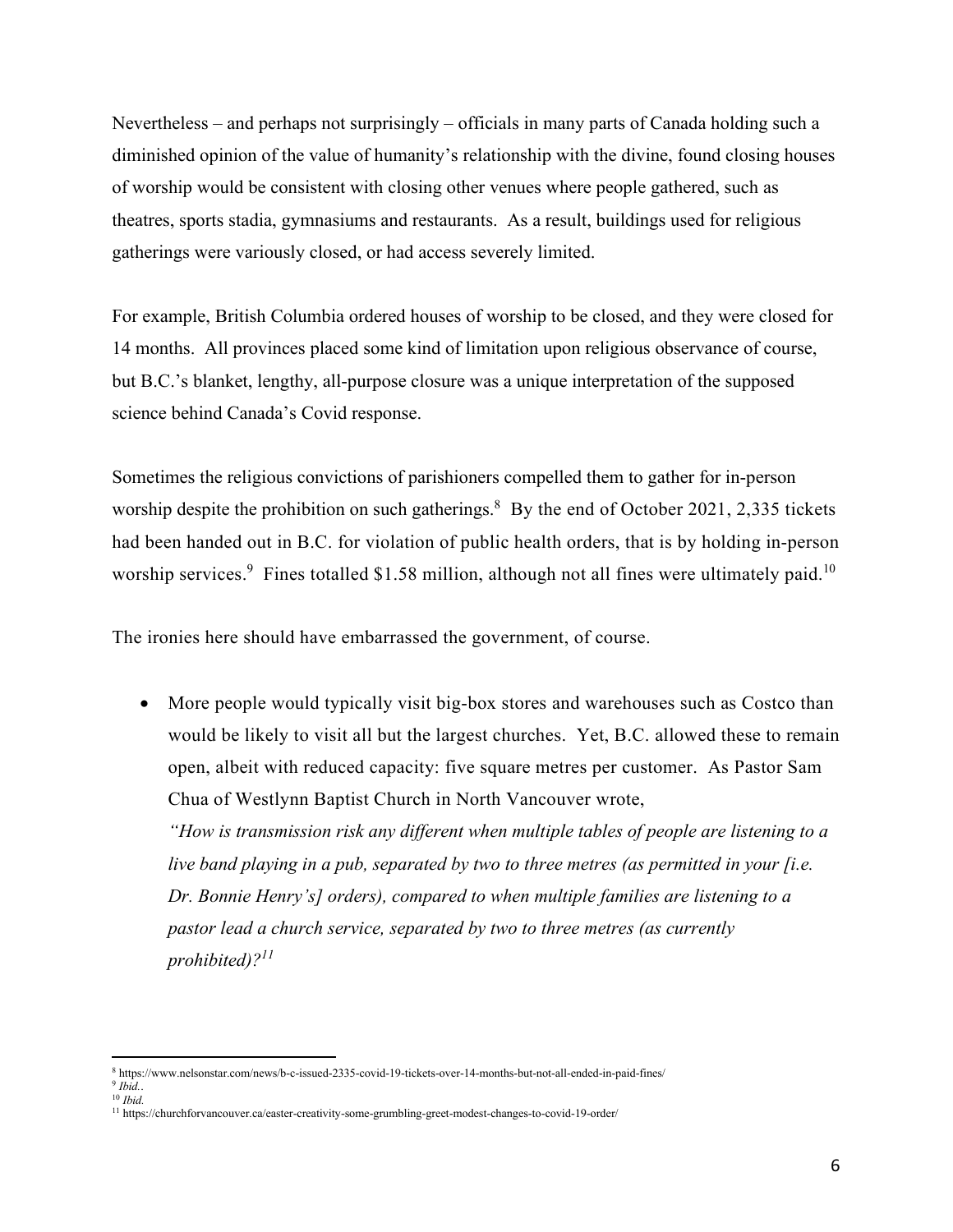Nevertheless – and perhaps not surprisingly – officials in many parts of Canada holding such a diminished opinion of the value of humanity's relationship with the divine, found closing houses of worship would be consistent with closing other venues where people gathered, such as theatres, sports stadia, gymnasiums and restaurants. As a result, buildings used for religious gatherings were variously closed, or had access severely limited.

For example, British Columbia ordered houses of worship to be closed, and they were closed for 14 months. All provinces placed some kind of limitation upon religious observance of course, but B.C.'s blanket, lengthy, all-purpose closure was a unique interpretation of the supposed science behind Canada's Covid response.

Sometimes the religious convictions of parishioners compelled them to gather for in-person worship despite the prohibition on such gatherings.[8] By the end of October 2021, 2,335 tickets had been handed out in B.C. for violation of public health orders, that is by holding in-person worship services.[9] Fines totalled $1.58 million, although not all fines were ultimately paid.[10]

The ironies here should have embarrassed the government, of course.

- More people would typically visit big-box stores and warehouses such as Costco than would be likely to visit all but the largest churches. Yet, B.C. allowed these to remain open, albeit with reduced capacity: five square metres per customer. As Pastor Sam Chua of Westlynn Baptist Church in North Vancouver wrote,
  *"How is transmission risk any different when multiple tables of people are listening to a live band playing in a pub, separated by two to three metres (as permitted in your [i.e. Dr. Bonnie Henry's] orders), compared to when multiple families are listening to a pastor lead a church service, separated by two to three metres (as currently prohibited)?*[11]

---

[8] https://www.nelsonstar.com/news/b-c-issued-2335-covid-19-tickets-over-14-months-but-not-all-ended-in-paid-fines/

[9] *Ibid.*.

[10] *Ibid.*

[11] https://churchforvancouver.ca/easter-creativity-some-grumbling-greet-modest-changes-to-covid-19-order/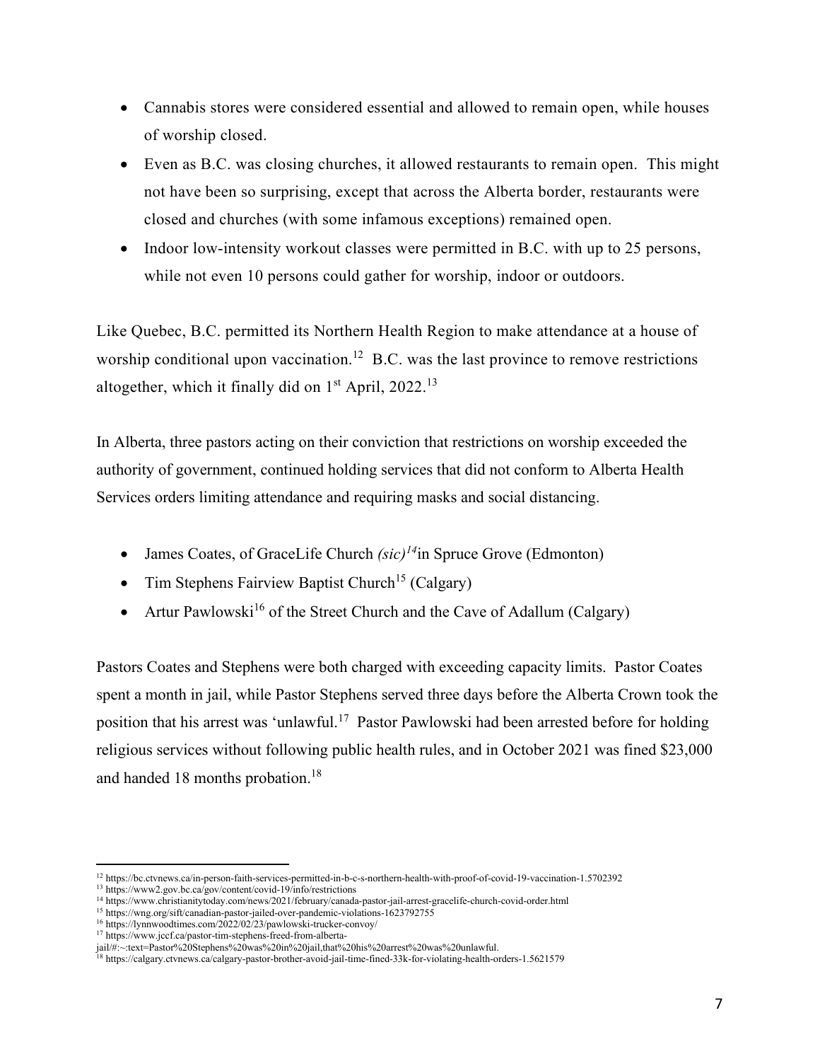- Cannabis stores were considered essential and allowed to remain open, while houses of worship closed.
- Even as B.C. was closing churches, it allowed restaurants to remain open. This might not have been so surprising, except that across the Alberta border, restaurants were closed and churches (with some infamous exceptions) remained open.
- Indoor low-intensity workout classes were permitted in B.C. with up to 25 persons, while not even 10 persons could gather for worship, indoor or outdoors.

Like Quebec, B.C. permitted its Northern Health Region to make attendance at a house of worship conditional upon vaccination.[12] B.C. was the last province to remove restrictions altogether, which it finally did on 1st April, 2022.[13]

In Alberta, three pastors acting on their conviction that restrictions on worship exceeded the authority of government, continued holding services that did not conform to Alberta Health Services orders limiting attendance and requiring masks and social distancing.

- James Coates, of GraceLife Church *(sic)*[14] in Spruce Grove (Edmonton)
- Tim Stephens Fairview Baptist Church[15] (Calgary)
- Artur Pawlowski[16] of the Street Church and the Cave of Adallum (Calgary)

Pastors Coates and Stephens were both charged with exceeding capacity limits. Pastor Coates spent a month in jail, while Pastor Stephens served three days before the Alberta Crown took the position that his arrest was 'unlawful.[17] Pastor Pawlowski had been arrested before for holding religious services without following public health rules, and in October 2021 was fined $23,000 and handed 18 months probation.[18]

---

[12] https://bc.ctvnews.ca/in-person-faith-services-permitted-in-b-c-s-northern-health-with-proof-of-covid-19-vaccination-1.5702392

[13] https://www2.gov.bc.ca/gov/content/covid-19/info/restrictions

[14] https://www.christianitytoday.com/news/2021/february/canada-pastor-jail-arrest-gracelife-church-covid-order.html

[15] https://wng.org/sift/canadian-pastor-jailed-over-pandemic-violations-1623792755

[16] https://lynnwoodtimes.com/2022/02/23/pawlowski-trucker-convoy/

[17] https://www.jccf.ca/pastor-tim-stephens-freed-from-alberta-jail/#:~:text=Pastor%20Stephens%20was%20in%20jail,that%20his%20arrest%20was%20unlawful.

[18] https://calgary.ctvnews.ca/calgary-pastor-brother-avoid-jail-time-fined-33k-for-violating-health-orders-1.5621579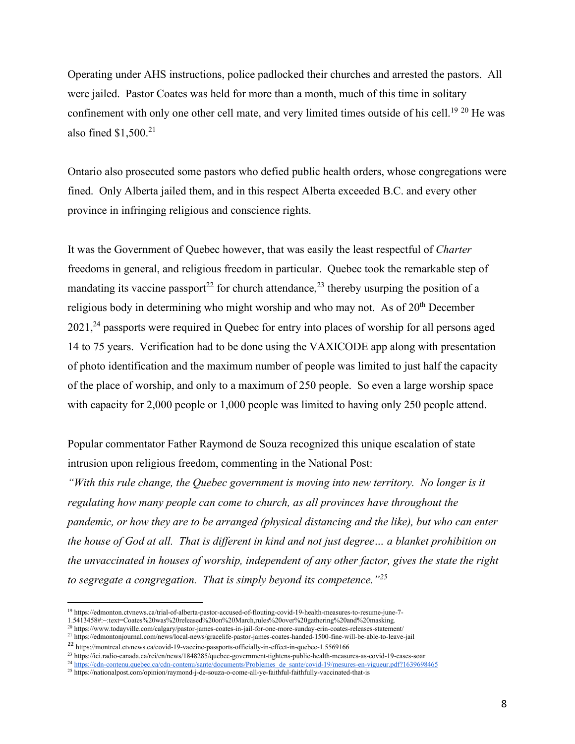Operating under AHS instructions, police padlocked their churches and arrested the pastors. All were jailed. Pastor Coates was held for more than a month, much of this time in solitary confinement with only one other cell mate, and very limited times outside of his cell.[19] [20] He was also fined $1,500.[21]

Ontario also prosecuted some pastors who defied public health orders, whose congregations were fined. Only Alberta jailed them, and in this respect Alberta exceeded B.C. and every other province in infringing religious and conscience rights.

It was the Government of Quebec however, that was easily the least respectful of *Charter* freedoms in general, and religious freedom in particular. Quebec took the remarkable step of mandating its vaccine passport[22] for church attendance,[23] thereby usurping the position of a religious body in determining who might worship and who may not. As of 20th December 2021,[24] passports were required in Quebec for entry into places of worship for all persons aged 14 to 75 years. Verification had to be done using the VAXICODE app along with presentation of photo identification and the maximum number of people was limited to just half the capacity of the place of worship, and only to a maximum of 250 people. So even a large worship space with capacity for 2,000 people or 1,000 people was limited to having only 250 people attend.

Popular commentator Father Raymond de Souza recognized this unique escalation of state intrusion upon religious freedom, commenting in the National Post:

*"With this rule change, the Quebec government is moving into new territory. No longer is it regulating how many people can come to church, as all provinces have throughout the pandemic, or how they are to be arranged (physical distancing and the like), but who can enter the house of God at all. That is different in kind and not just degree… a blanket prohibition on the unvaccinated in houses of worship, independent of any other factor, gives the state the right to segregate a congregation. That is simply beyond its competence."*[25]

---

[19] https://edmonton.ctvnews.ca/trial-of-alberta-pastor-accused-of-flouting-covid-19-health-measures-to-resume-june-7-1.5413458#:~:text=Coates%20was%20released%20on%20March,rules%20over%20gathering%20and%20masking.

[20] https://www.todayville.com/calgary/pastor-james-coates-in-jail-for-one-more-sunday-erin-coates-releases-statement/

[21] https://edmontonjournal.com/news/local-news/gracelife-pastor-james-coates-handed-1500-fine-will-be-able-to-leave-jail

[22] https://montreal.ctvnews.ca/covid-19-vaccine-passports-officially-in-effect-in-quebec-1.5569166

[23] https://ici.radio-canada.ca/rci/en/news/1848285/quebec-government-tightens-public-health-measures-as-covid-19-cases-soar

[24] https://cdn-contenu.quebec.ca/cdn-contenu/sante/documents/Problemes_de_sante/covid-19/mesures-en-vigueur.pdf?1639698465

[25] https://nationalpost.com/opinion/raymond-j-de-souza-o-come-all-ye-faithful-faithfully-vaccinated-that-is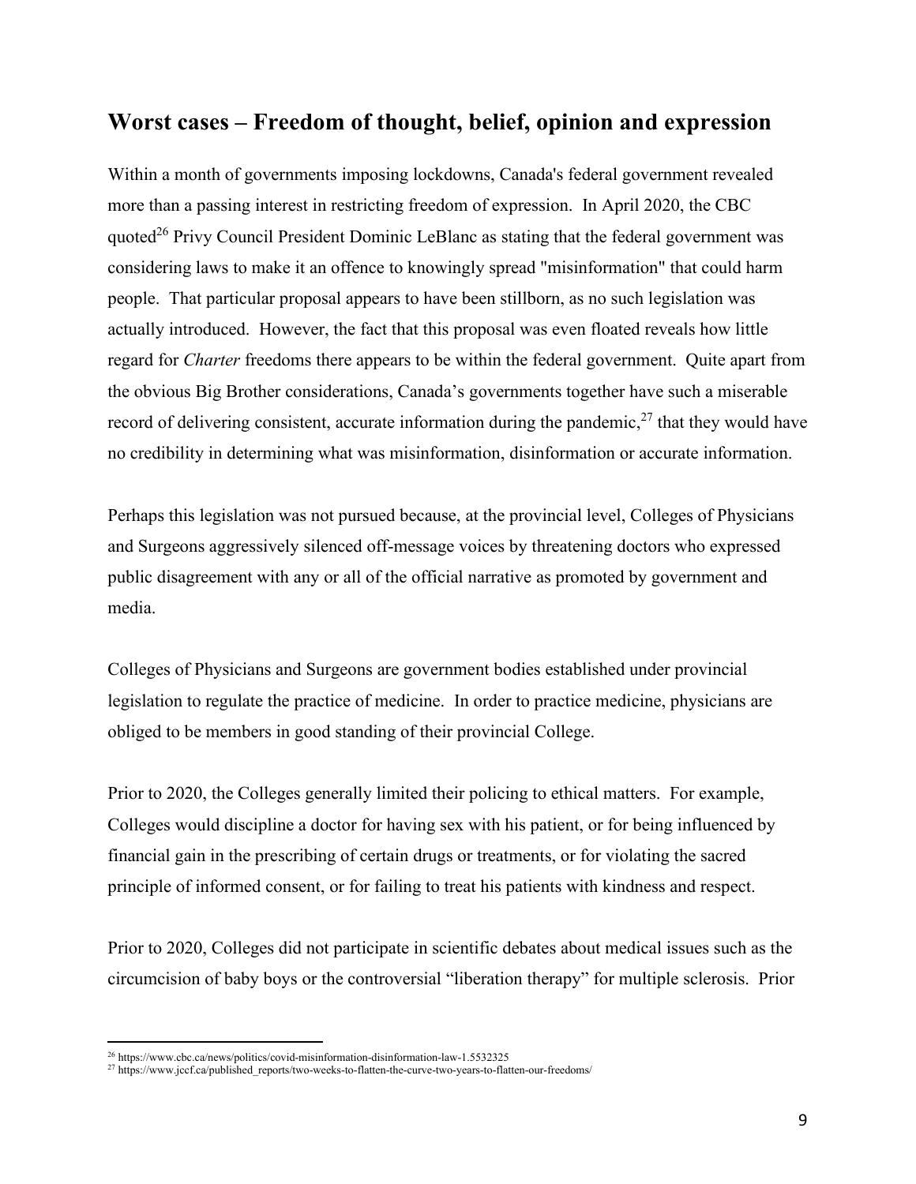## Worst cases – Freedom of thought, belief, opinion and expression

Within a month of governments imposing lockdowns, Canada's federal government revealed more than a passing interest in restricting freedom of expression. In April 2020, the CBC quoted[26] Privy Council President Dominic LeBlanc as stating that the federal government was considering laws to make it an offence to knowingly spread "misinformation" that could harm people. That particular proposal appears to have been stillborn, as no such legislation was actually introduced. However, the fact that this proposal was even floated reveals how little regard for *Charter* freedoms there appears to be within the federal government. Quite apart from the obvious Big Brother considerations, Canada's governments together have such a miserable record of delivering consistent, accurate information during the pandemic,[27] that they would have no credibility in determining what was misinformation, disinformation or accurate information.

Perhaps this legislation was not pursued because, at the provincial level, Colleges of Physicians and Surgeons aggressively silenced off-message voices by threatening doctors who expressed public disagreement with any or all of the official narrative as promoted by government and media.

Colleges of Physicians and Surgeons are government bodies established under provincial legislation to regulate the practice of medicine. In order to practice medicine, physicians are obliged to be members in good standing of their provincial College.

Prior to 2020, the Colleges generally limited their policing to ethical matters. For example, Colleges would discipline a doctor for having sex with his patient, or for being influenced by financial gain in the prescribing of certain drugs or treatments, or for violating the sacred principle of informed consent, or for failing to treat his patients with kindness and respect.

Prior to 2020, Colleges did not participate in scientific debates about medical issues such as the circumcision of baby boys or the controversial "liberation therapy" for multiple sclerosis. Prior

---

[26] https://www.cbc.ca/news/politics/covid-misinformation-disinformation-law-1.5532325

[27] https://www.jccf.ca/published_reports/two-weeks-to-flatten-the-curve-two-years-to-flatten-our-freedoms/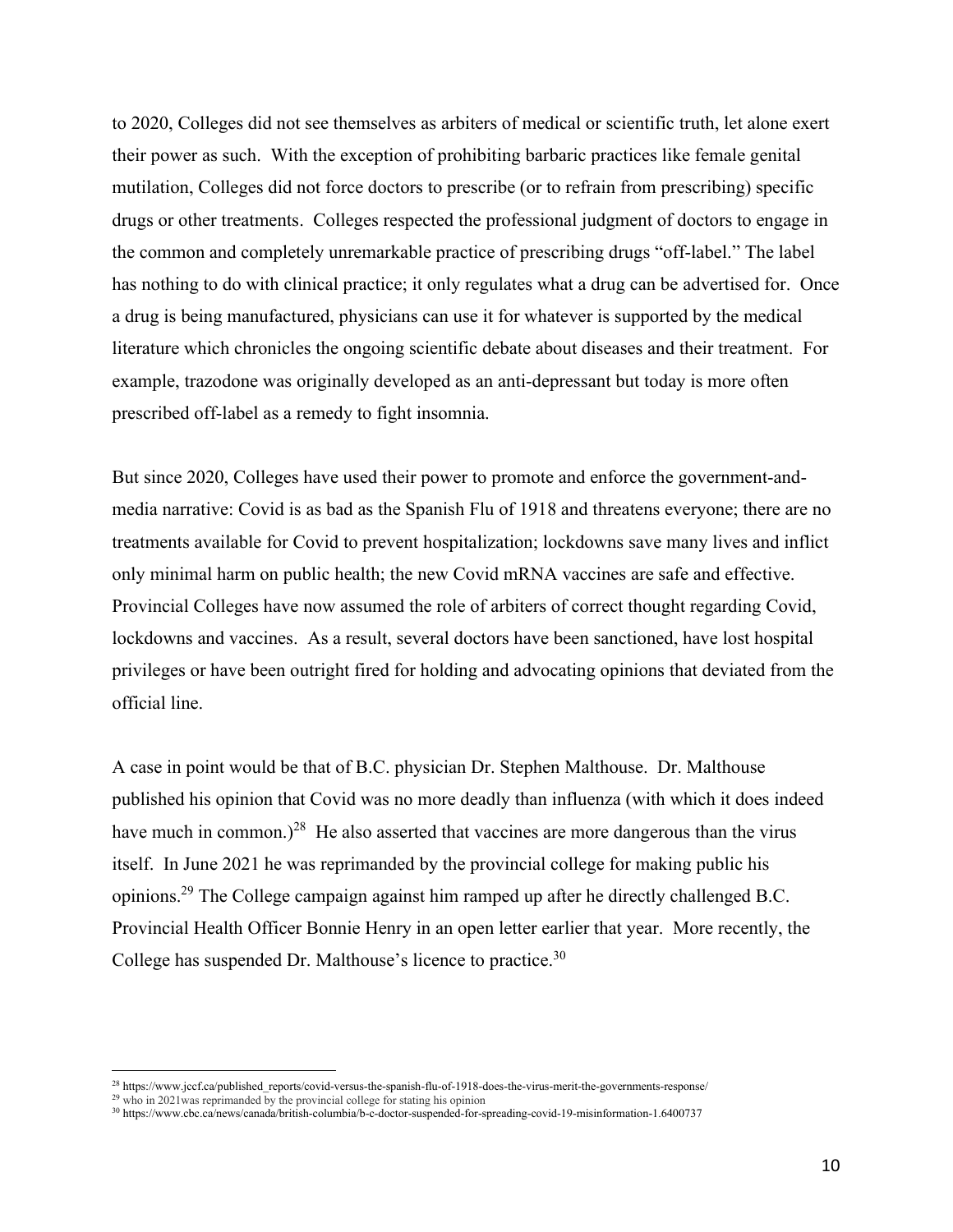to 2020, Colleges did not see themselves as arbiters of medical or scientific truth, let alone exert their power as such. With the exception of prohibiting barbaric practices like female genital mutilation, Colleges did not force doctors to prescribe (or to refrain from prescribing) specific drugs or other treatments. Colleges respected the professional judgment of doctors to engage in the common and completely unremarkable practice of prescribing drugs "off-label." The label has nothing to do with clinical practice; it only regulates what a drug can be advertised for. Once a drug is being manufactured, physicians can use it for whatever is supported by the medical literature which chronicles the ongoing scientific debate about diseases and their treatment. For example, trazodone was originally developed as an anti-depressant but today is more often prescribed off-label as a remedy to fight insomnia.

But since 2020, Colleges have used their power to promote and enforce the government-and-media narrative: Covid is as bad as the Spanish Flu of 1918 and threatens everyone; there are no treatments available for Covid to prevent hospitalization; lockdowns save many lives and inflict only minimal harm on public health; the new Covid mRNA vaccines are safe and effective. Provincial Colleges have now assumed the role of arbiters of correct thought regarding Covid, lockdowns and vaccines. As a result, several doctors have been sanctioned, have lost hospital privileges or have been outright fired for holding and advocating opinions that deviated from the official line.

A case in point would be that of B.C. physician Dr. Stephen Malthouse. Dr. Malthouse published his opinion that Covid was no more deadly than influenza (with which it does indeed have much in common.)[28] He also asserted that vaccines are more dangerous than the virus itself. In June 2021 he was reprimanded by the provincial college for making public his opinions.[29] The College campaign against him ramped up after he directly challenged B.C. Provincial Health Officer Bonnie Henry in an open letter earlier that year. More recently, the College has suspended Dr. Malthouse's licence to practice.[30]

---

[28] https://www.jccf.ca/published_reports/covid-versus-the-spanish-flu-of-1918-does-the-virus-merit-the-governments-response/

[29] who in 2021was reprimanded by the provincial college for stating his opinion

[30] https://www.cbc.ca/news/canada/british-columbia/b-c-doctor-suspended-for-spreading-covid-19-misinformation-1.6400737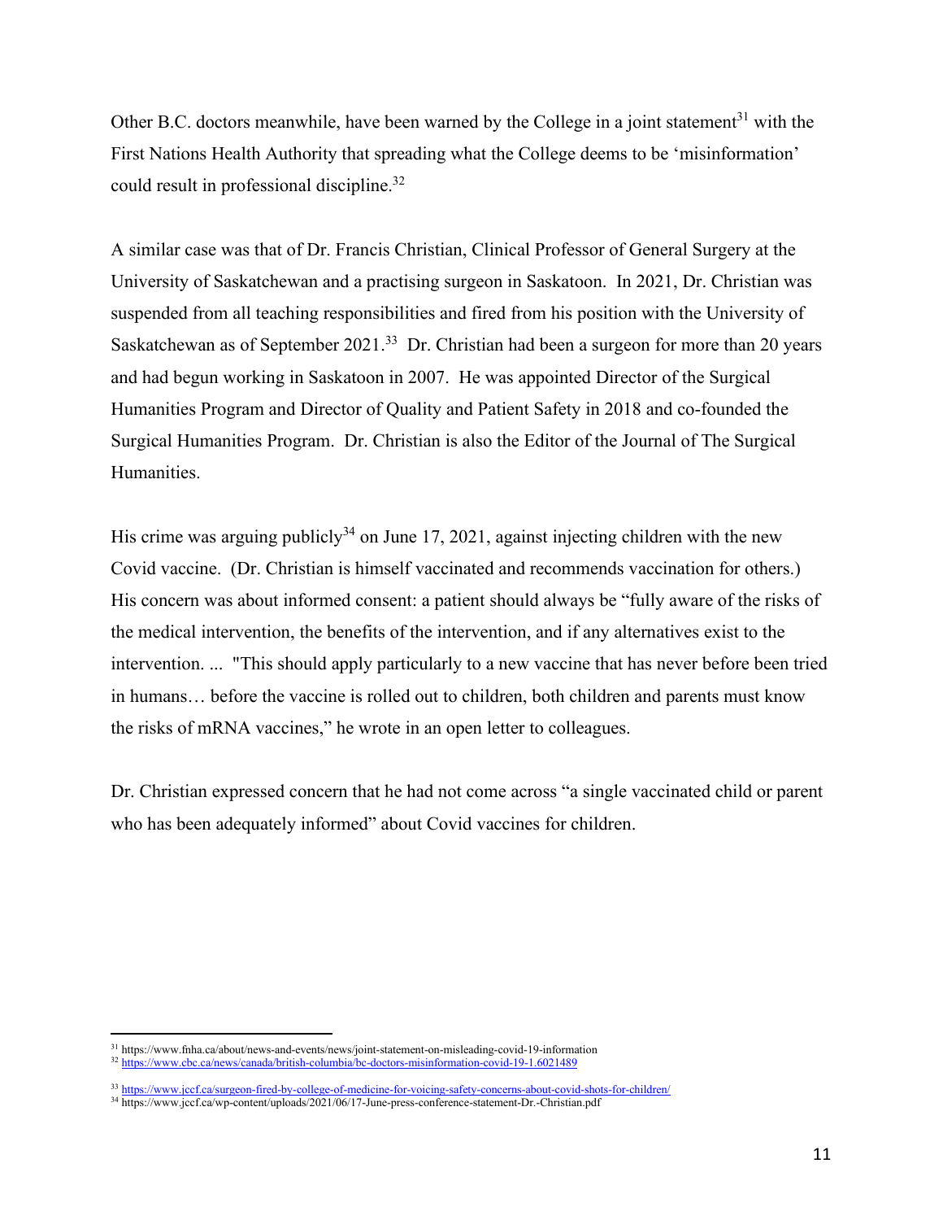Other B.C. doctors meanwhile, have been warned by the College in a joint statement[31] with the First Nations Health Authority that spreading what the College deems to be 'misinformation' could result in professional discipline.[32]

A similar case was that of Dr. Francis Christian, Clinical Professor of General Surgery at the University of Saskatchewan and a practising surgeon in Saskatoon. In 2021, Dr. Christian was suspended from all teaching responsibilities and fired from his position with the University of Saskatchewan as of September 2021.[33] Dr. Christian had been a surgeon for more than 20 years and had begun working in Saskatoon in 2007. He was appointed Director of the Surgical Humanities Program and Director of Quality and Patient Safety in 2018 and co-founded the Surgical Humanities Program. Dr. Christian is also the Editor of the Journal of The Surgical Humanities.

His crime was arguing publicly[34] on June 17, 2021, against injecting children with the new Covid vaccine. (Dr. Christian is himself vaccinated and recommends vaccination for others.) His concern was about informed consent: a patient should always be "fully aware of the risks of the medical intervention, the benefits of the intervention, and if any alternatives exist to the intervention. ... "This should apply particularly to a new vaccine that has never before been tried in humans… before the vaccine is rolled out to children, both children and parents must know the risks of mRNA vaccines," he wrote in an open letter to colleagues.

Dr. Christian expressed concern that he had not come across "a single vaccinated child or parent who has been adequately informed" about Covid vaccines for children.

---

[31] https://www.fnha.ca/about/news-and-events/news/joint-statement-on-misleading-covid-19-information

[32] https://www.cbc.ca/news/canada/british-columbia/bc-doctors-misinformation-covid-19-1.6021489

[33] https://www.jccf.ca/surgeon-fired-by-college-of-medicine-for-voicing-safety-concerns-about-covid-shots-for-children/

[34] https://www.jccf.ca/wp-content/uploads/2021/06/17-June-press-conference-statement-Dr.-Christian.pdf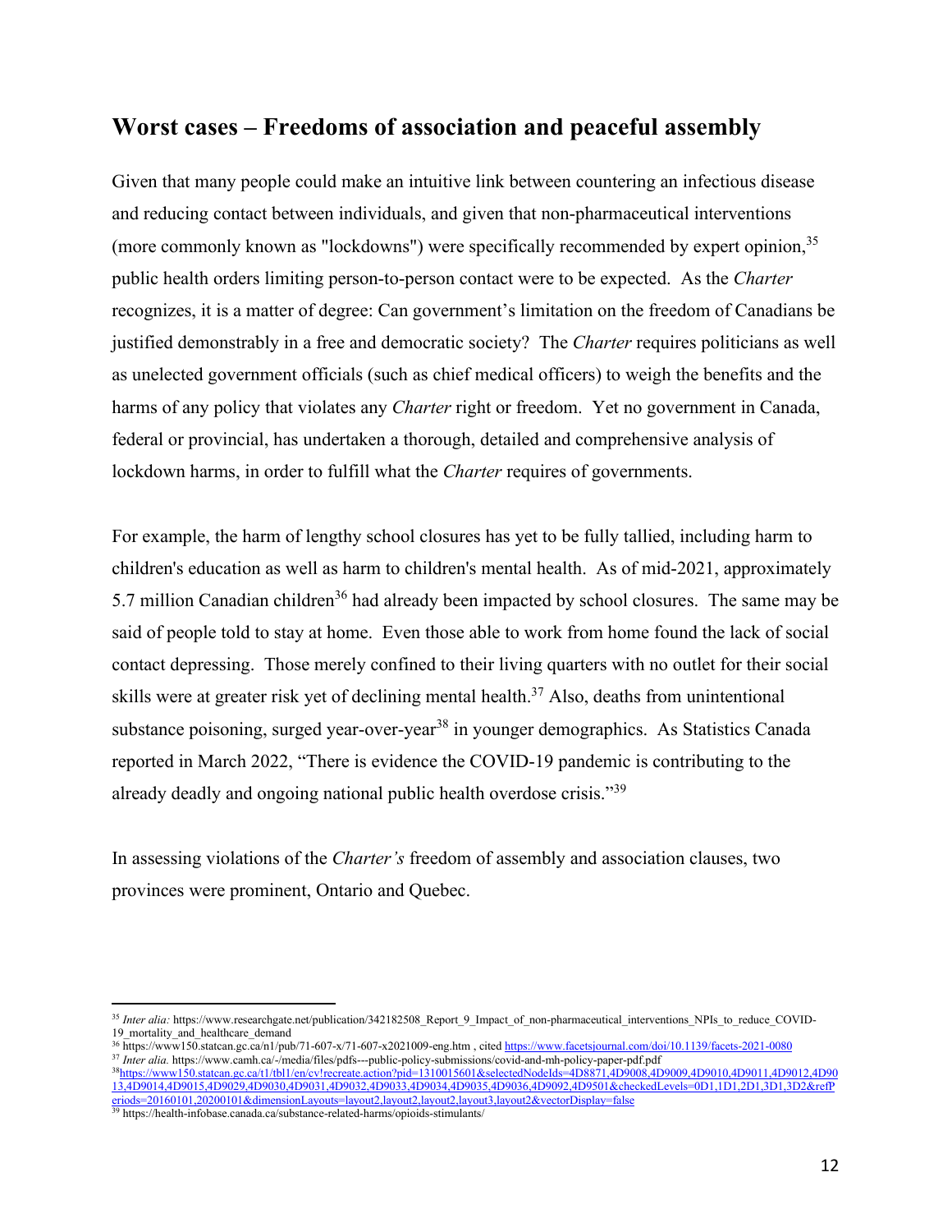## Worst cases – Freedoms of association and peaceful assembly

Given that many people could make an intuitive link between countering an infectious disease and reducing contact between individuals, and given that non-pharmaceutical interventions (more commonly known as "lockdowns") were specifically recommended by expert opinion,[35] public health orders limiting person-to-person contact were to be expected. As the *Charter* recognizes, it is a matter of degree: Can government's limitation on the freedom of Canadians be justified demonstrably in a free and democratic society? The *Charter* requires politicians as well as unelected government officials (such as chief medical officers) to weigh the benefits and the harms of any policy that violates any *Charter* right or freedom. Yet no government in Canada, federal or provincial, has undertaken a thorough, detailed and comprehensive analysis of lockdown harms, in order to fulfill what the *Charter* requires of governments.

For example, the harm of lengthy school closures has yet to be fully tallied, including harm to children's education as well as harm to children's mental health. As of mid-2021, approximately 5.7 million Canadian children[36] had already been impacted by school closures. The same may be said of people told to stay at home. Even those able to work from home found the lack of social contact depressing. Those merely confined to their living quarters with no outlet for their social skills were at greater risk yet of declining mental health.[37] Also, deaths from unintentional substance poisoning, surged year-over-year[38] in younger demographics. As Statistics Canada reported in March 2022, "There is evidence the COVID-19 pandemic is contributing to the already deadly and ongoing national public health overdose crisis."[39]

In assessing violations of the *Charter's* freedom of assembly and association clauses, two provinces were prominent, Ontario and Quebec.

---

[35] *Inter alia:* https://www.researchgate.net/publication/342182508_Report_9_Impact_of_non-pharmaceutical_interventions_NPIs_to_reduce_COVID-19_mortality_and_healthcare_demand

[36] https://www150.statcan.gc.ca/n1/pub/71-607-x/71-607-x2021009-eng.htm , cited https://www.facetsjournal.com/doi/10.1139/facets-2021-0080

[37] *Inter alia.* https://www.camh.ca/-/media/files/pdfs---public-policy-submissions/covid-and-mh-policy-paper-pdf.pdf

[38] https://www150.statcan.gc.ca/t1/tbl1/en/cv!recreate.action?pid=1310015601&selectedNodeIds=4D8871,4D9008,4D9009,4D9010,4D9011,4D9012,4D9013,4D9014,4D9015,4D9029,4D9030,4D9031,4D9032,4D9033,4D9034,4D9035,4D9036,4D9092,4D9501&checkedLevels=0D1,1D1,2D1,3D1,3D2&refPeriods=20160101,20200101&dimensionLayouts=layout2,layout2,layout2,layout3,layout2&vectorDisplay=false

[39] https://health-infobase.canada.ca/substance-related-harms/opioids-stimulants/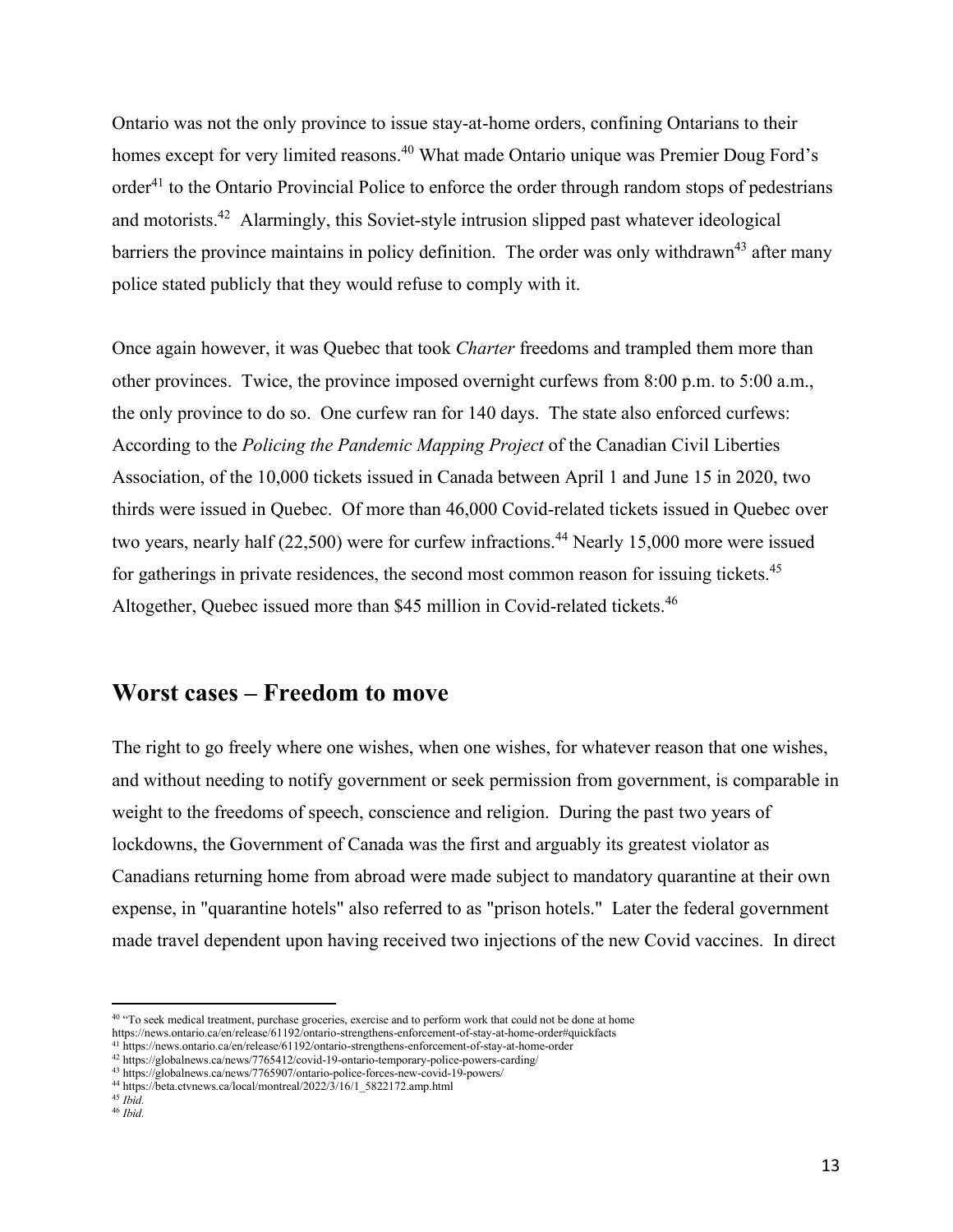Ontario was not the only province to issue stay-at-home orders, confining Ontarians to their homes except for very limited reasons.[40] What made Ontario unique was Premier Doug Ford's order[41] to the Ontario Provincial Police to enforce the order through random stops of pedestrians and motorists.[42] Alarmingly, this Soviet-style intrusion slipped past whatever ideological barriers the province maintains in policy definition. The order was only withdrawn[43] after many police stated publicly that they would refuse to comply with it.

Once again however, it was Quebec that took *Charter* freedoms and trampled them more than other provinces. Twice, the province imposed overnight curfews from 8:00 p.m. to 5:00 a.m., the only province to do so. One curfew ran for 140 days. The state also enforced curfews: According to the *Policing the Pandemic Mapping Project* of the Canadian Civil Liberties Association, of the 10,000 tickets issued in Canada between April 1 and June 15 in 2020, two thirds were issued in Quebec. Of more than 46,000 Covid-related tickets issued in Quebec over two years, nearly half (22,500) were for curfew infractions.[44] Nearly 15,000 more were issued for gatherings in private residences, the second most common reason for issuing tickets.[45] Altogether, Quebec issued more than $45 million in Covid-related tickets.[46]

## Worst cases – Freedom to move

The right to go freely where one wishes, when one wishes, for whatever reason that one wishes, and without needing to notify government or seek permission from government, is comparable in weight to the freedoms of speech, conscience and religion. During the past two years of lockdowns, the Government of Canada was the first and arguably its greatest violator as Canadians returning home from abroad were made subject to mandatory quarantine at their own expense, in "quarantine hotels" also referred to as "prison hotels." Later the federal government made travel dependent upon having received two injections of the new Covid vaccines. In direct

---

[40] "To seek medical treatment, purchase groceries, exercise and to perform work that could not be done at home https://news.ontario.ca/en/release/61192/ontario-strengthens-enforcement-of-stay-at-home-order#quickfacts

[41] https://news.ontario.ca/en/release/61192/ontario-strengthens-enforcement-of-stay-at-home-order

[42] https://globalnews.ca/news/7765412/covid-19-ontario-temporary-police-powers-carding/

[43] https://globalnews.ca/news/7765907/ontario-police-forces-new-covid-19-powers/

[44] https://beta.ctvnews.ca/local/montreal/2022/3/16/1_5822172.amp.html

[45] *Ibid.*

[46] *Ibid.*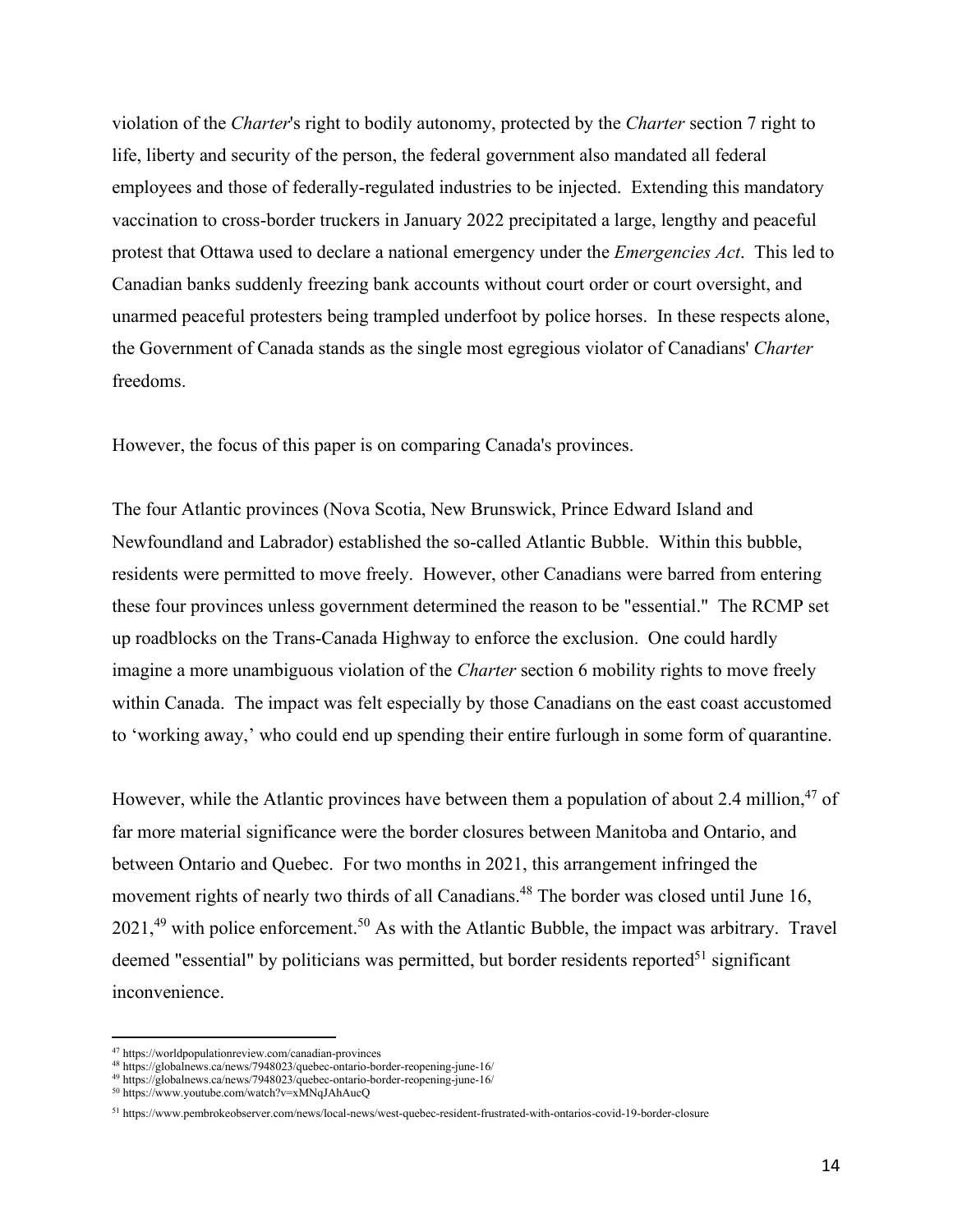violation of the *Charter*'s right to bodily autonomy, protected by the *Charter* section 7 right to life, liberty and security of the person, the federal government also mandated all federal employees and those of federally-regulated industries to be injected. Extending this mandatory vaccination to cross-border truckers in January 2022 precipitated a large, lengthy and peaceful protest that Ottawa used to declare a national emergency under the *Emergencies Act*. This led to Canadian banks suddenly freezing bank accounts without court order or court oversight, and unarmed peaceful protesters being trampled underfoot by police horses. In these respects alone, the Government of Canada stands as the single most egregious violator of Canadians' *Charter* freedoms.

However, the focus of this paper is on comparing Canada's provinces.

The four Atlantic provinces (Nova Scotia, New Brunswick, Prince Edward Island and Newfoundland and Labrador) established the so-called Atlantic Bubble. Within this bubble, residents were permitted to move freely. However, other Canadians were barred from entering these four provinces unless government determined the reason to be "essential." The RCMP set up roadblocks on the Trans-Canada Highway to enforce the exclusion. One could hardly imagine a more unambiguous violation of the *Charter* section 6 mobility rights to move freely within Canada. The impact was felt especially by those Canadians on the east coast accustomed to 'working away,' who could end up spending their entire furlough in some form of quarantine.

However, while the Atlantic provinces have between them a population of about 2.4 million,[47] of far more material significance were the border closures between Manitoba and Ontario, and between Ontario and Quebec. For two months in 2021, this arrangement infringed the movement rights of nearly two thirds of all Canadians.[48] The border was closed until June 16, 2021,[49] with police enforcement.[50] As with the Atlantic Bubble, the impact was arbitrary. Travel deemed "essential" by politicians was permitted, but border residents reported[51] significant inconvenience.

---

[47] https://worldpopulationreview.com/canadian-provinces

[48] https://globalnews.ca/news/7948023/quebec-ontario-border-reopening-june-16/

[49] https://globalnews.ca/news/7948023/quebec-ontario-border-reopening-june-16/

[50] https://www.youtube.com/watch?v=xMNqJAhAucQ

[51] https://www.pembrokeobserver.com/news/local-news/west-quebec-resident-frustrated-with-ontarios-covid-19-border-closure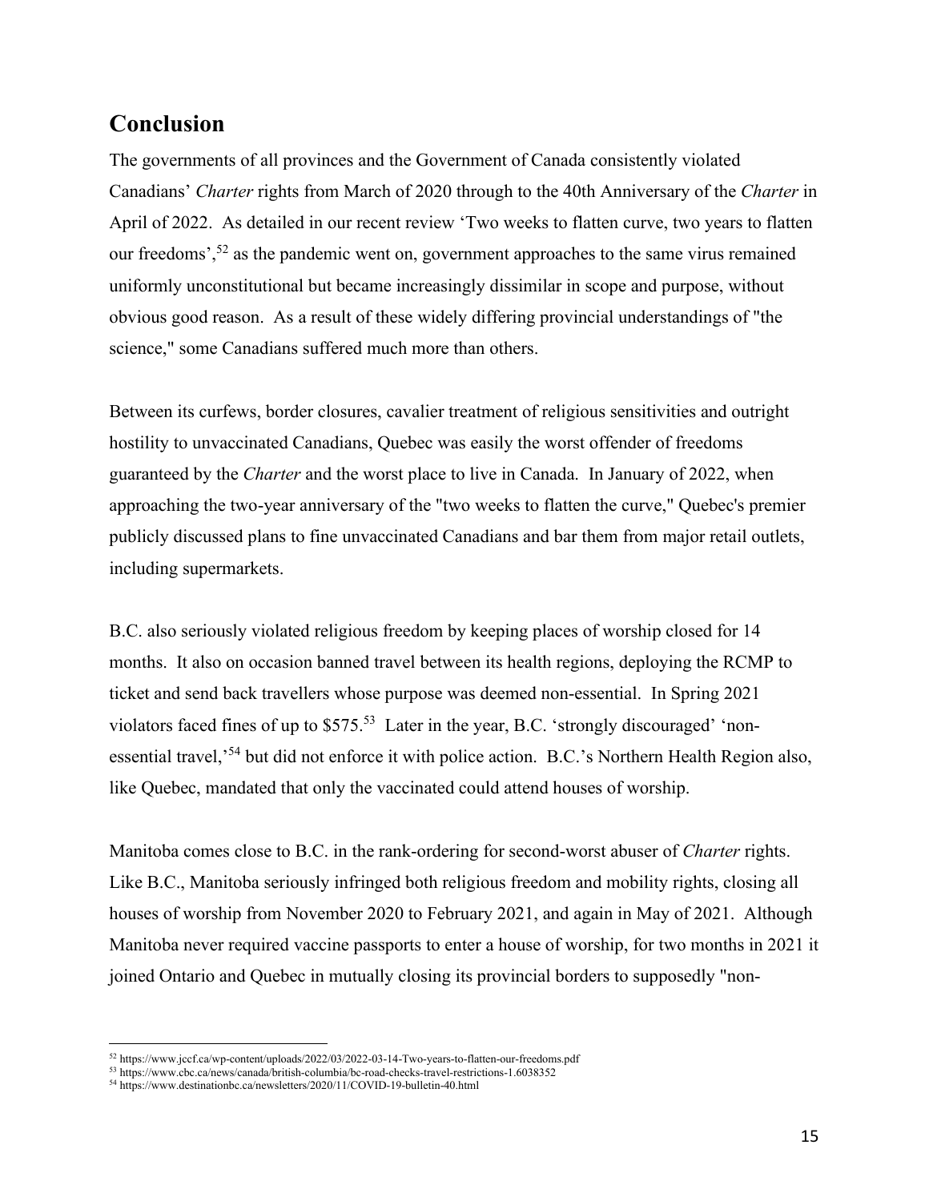## Conclusion

The governments of all provinces and the Government of Canada consistently violated Canadians' *Charter* rights from March of 2020 through to the 40th Anniversary of the *Charter* in April of 2022. As detailed in our recent review 'Two weeks to flatten curve, two years to flatten our freedoms',[52] as the pandemic went on, government approaches to the same virus remained uniformly unconstitutional but became increasingly dissimilar in scope and purpose, without obvious good reason. As a result of these widely differing provincial understandings of "the science," some Canadians suffered much more than others.

Between its curfews, border closures, cavalier treatment of religious sensitivities and outright hostility to unvaccinated Canadians, Quebec was easily the worst offender of freedoms guaranteed by the *Charter* and the worst place to live in Canada. In January of 2022, when approaching the two-year anniversary of the "two weeks to flatten the curve," Quebec's premier publicly discussed plans to fine unvaccinated Canadians and bar them from major retail outlets, including supermarkets.

B.C. also seriously violated religious freedom by keeping places of worship closed for 14 months. It also on occasion banned travel between its health regions, deploying the RCMP to ticket and send back travellers whose purpose was deemed non-essential. In Spring 2021 violators faced fines of up to $575.[53] Later in the year, B.C. 'strongly discouraged' 'non-essential travel,'[54] but did not enforce it with police action. B.C.'s Northern Health Region also, like Quebec, mandated that only the vaccinated could attend houses of worship.

Manitoba comes close to B.C. in the rank-ordering for second-worst abuser of *Charter* rights. Like B.C., Manitoba seriously infringed both religious freedom and mobility rights, closing all houses of worship from November 2020 to February 2021, and again in May of 2021. Although Manitoba never required vaccine passports to enter a house of worship, for two months in 2021 it joined Ontario and Quebec in mutually closing its provincial borders to supposedly "non-

---

[52] https://www.jccf.ca/wp-content/uploads/2022/03/2022-03-14-Two-years-to-flatten-our-freedoms.pdf
[53] https://www.cbc.ca/news/canada/british-columbia/bc-road-checks-travel-restrictions-1.6038352
[54] https://www.destinationbc.ca/newsletters/2020/11/COVID-19-bulletin-40.html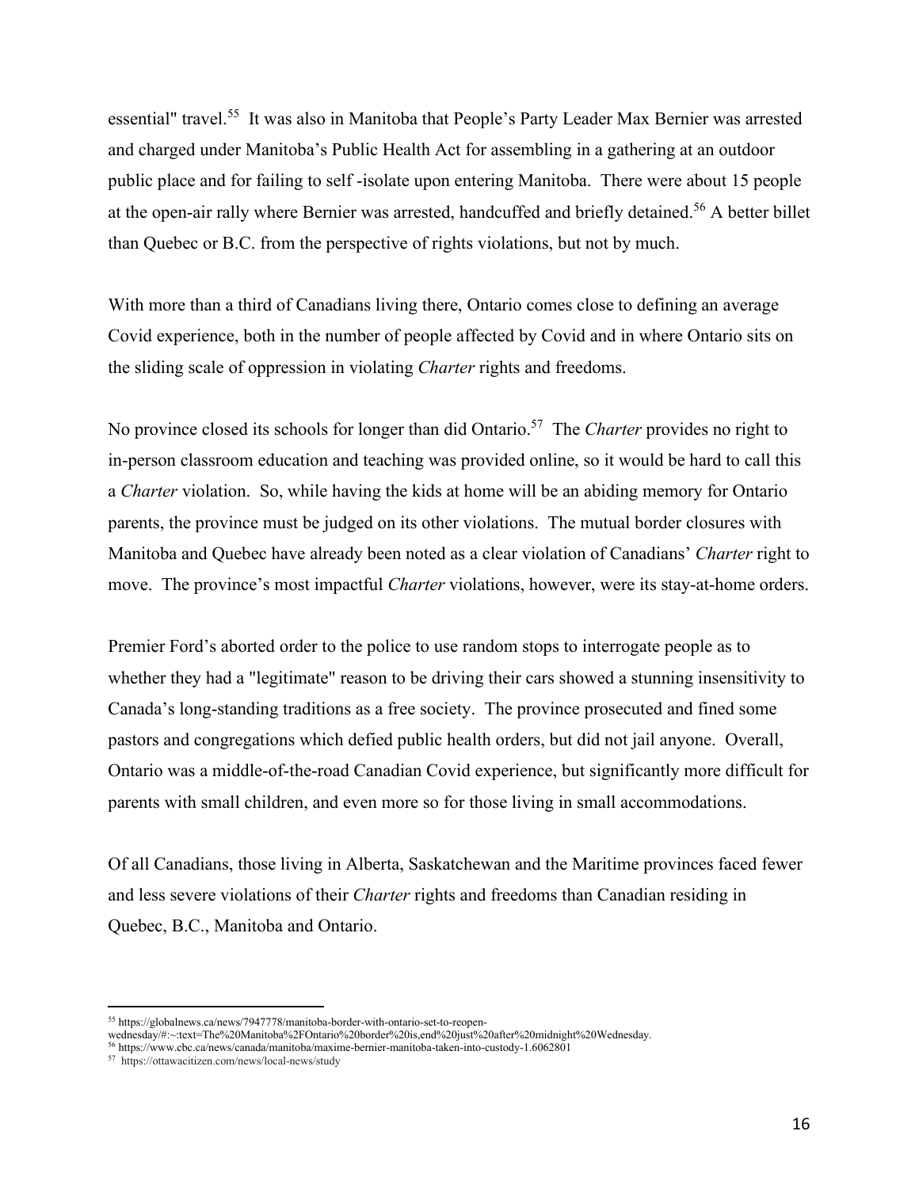essential" travel.[55] It was also in Manitoba that People's Party Leader Max Bernier was arrested and charged under Manitoba's Public Health Act for assembling in a gathering at an outdoor public place and for failing to self -isolate upon entering Manitoba. There were about 15 people at the open-air rally where Bernier was arrested, handcuffed and briefly detained.[56] A better billet than Quebec or B.C. from the perspective of rights violations, but not by much.

With more than a third of Canadians living there, Ontario comes close to defining an average Covid experience, both in the number of people affected by Covid and in where Ontario sits on the sliding scale of oppression in violating *Charter* rights and freedoms.

No province closed its schools for longer than did Ontario.[57] The *Charter* provides no right to in-person classroom education and teaching was provided online, so it would be hard to call this a *Charter* violation. So, while having the kids at home will be an abiding memory for Ontario parents, the province must be judged on its other violations. The mutual border closures with Manitoba and Quebec have already been noted as a clear violation of Canadians' *Charter* right to move. The province's most impactful *Charter* violations, however, were its stay-at-home orders.

Premier Ford's aborted order to the police to use random stops to interrogate people as to whether they had a "legitimate" reason to be driving their cars showed a stunning insensitivity to Canada's long-standing traditions as a free society. The province prosecuted and fined some pastors and congregations which defied public health orders, but did not jail anyone. Overall, Ontario was a middle-of-the-road Canadian Covid experience, but significantly more difficult for parents with small children, and even more so for those living in small accommodations.

Of all Canadians, those living in Alberta, Saskatchewan and the Maritime provinces faced fewer and less severe violations of their *Charter* rights and freedoms than Canadian residing in Quebec, B.C., Manitoba and Ontario.

---

[55] https://globalnews.ca/news/7947778/manitoba-border-with-ontario-set-to-reopen-wednesday/#:~:text=The%20Manitoba%2FOntario%20border%20is,end%20just%20after%20midnight%20Wednesday.

[56] https://www.cbc.ca/news/canada/manitoba/maxime-bernier-manitoba-taken-into-custody-1.6062801

[57] https://ottawacitizen.com/news/local-news/study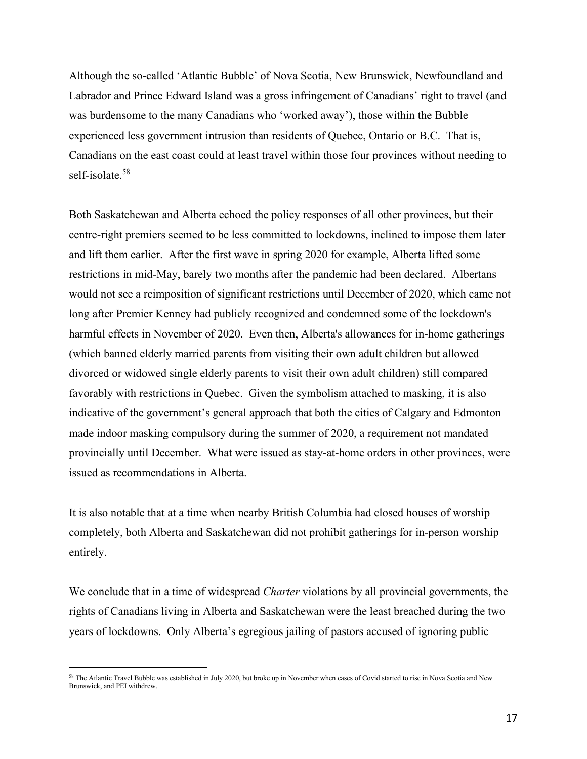Although the so-called 'Atlantic Bubble' of Nova Scotia, New Brunswick, Newfoundland and Labrador and Prince Edward Island was a gross infringement of Canadians' right to travel (and was burdensome to the many Canadians who 'worked away'), those within the Bubble experienced less government intrusion than residents of Quebec, Ontario or B.C. That is, Canadians on the east coast could at least travel within those four provinces without needing to self-isolate.[58]

Both Saskatchewan and Alberta echoed the policy responses of all other provinces, but their centre-right premiers seemed to be less committed to lockdowns, inclined to impose them later and lift them earlier. After the first wave in spring 2020 for example, Alberta lifted some restrictions in mid-May, barely two months after the pandemic had been declared. Albertans would not see a reimposition of significant restrictions until December of 2020, which came not long after Premier Kenney had publicly recognized and condemned some of the lockdown's harmful effects in November of 2020. Even then, Alberta's allowances for in-home gatherings (which banned elderly married parents from visiting their own adult children but allowed divorced or widowed single elderly parents to visit their own adult children) still compared favorably with restrictions in Quebec. Given the symbolism attached to masking, it is also indicative of the government's general approach that both the cities of Calgary and Edmonton made indoor masking compulsory during the summer of 2020, a requirement not mandated provincially until December. What were issued as stay-at-home orders in other provinces, were issued as recommendations in Alberta.

It is also notable that at a time when nearby British Columbia had closed houses of worship completely, both Alberta and Saskatchewan did not prohibit gatherings for in-person worship entirely.

We conclude that in a time of widespread *Charter* violations by all provincial governments, the rights of Canadians living in Alberta and Saskatchewan were the least breached during the two years of lockdowns. Only Alberta's egregious jailing of pastors accused of ignoring public

[58] The Atlantic Travel Bubble was established in July 2020, but broke up in November when cases of Covid started to rise in Nova Scotia and New Brunswick, and PEI withdrew.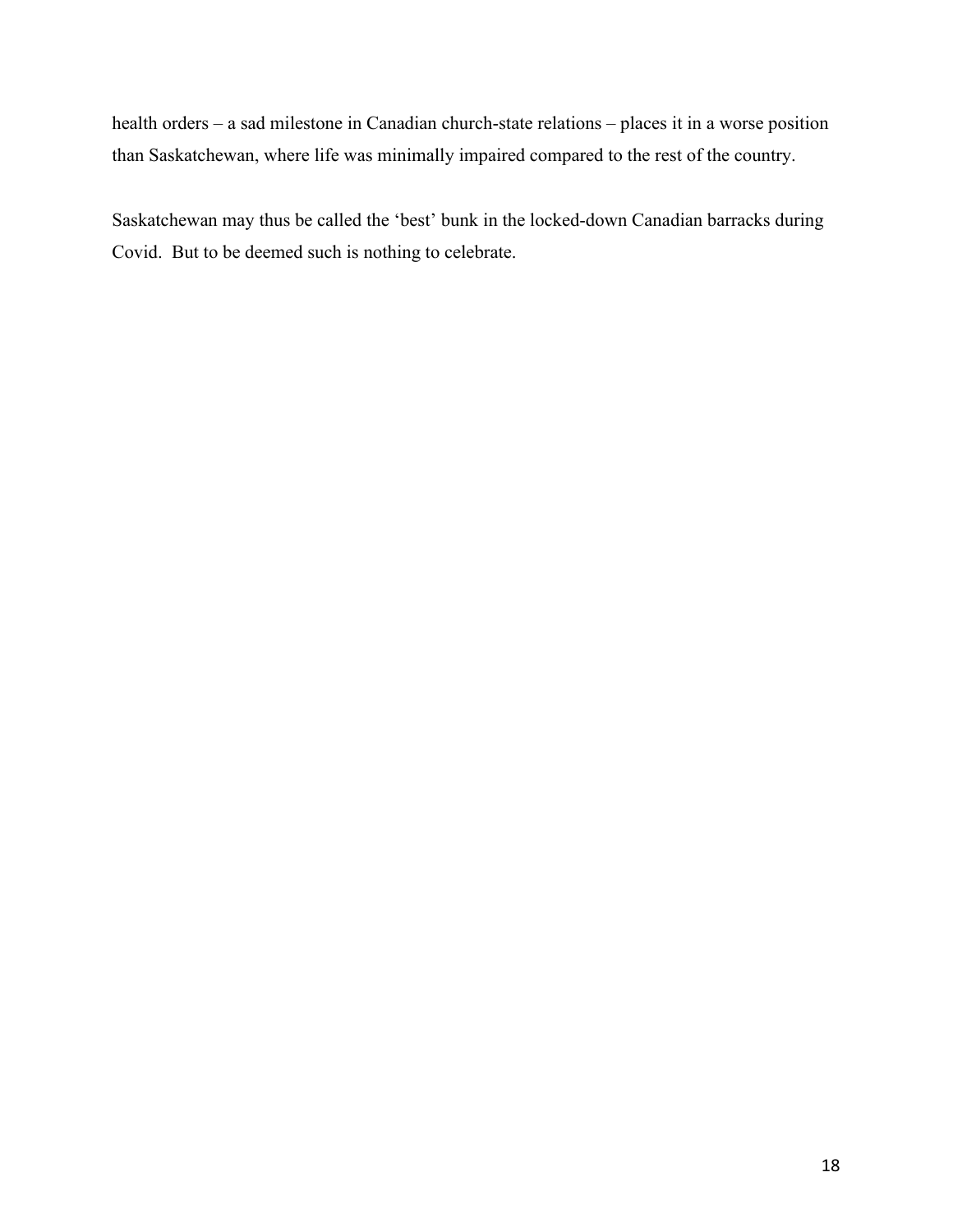health orders – a sad milestone in Canadian church-state relations – places it in a worse position than Saskatchewan, where life was minimally impaired compared to the rest of the country.

Saskatchewan may thus be called the 'best' bunk in the locked-down Canadian barracks during Covid. But to be deemed such is nothing to celebrate.